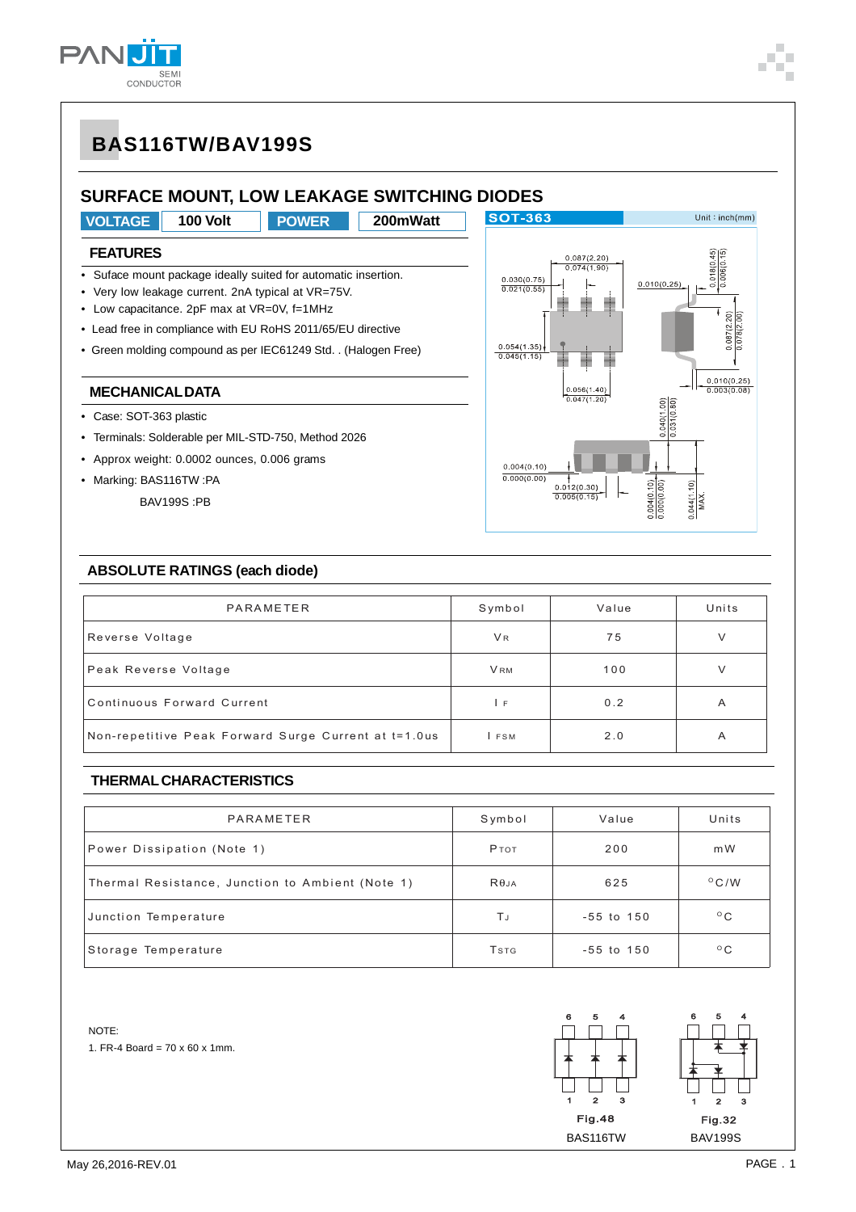# BAS116TW/BAV199S

## SURFACE MOUNT, LOW LEAKAGE SWITCHING DIODES

| VOLTAGE | 100 Volt | POWER | 200mWatt |
|---|---|---|---|

### FEATURES

- Suface mount package ideally suited for automatic insertion.
- Very low leakage current. 2nA typical at VR=75V.
- Low capacitance. 2pF max at VR=0V, f=1MHz
- Lead free in compliance with EU RoHS 2011/65/EU directive
- Green molding compound as per IEC61249 Std. . (Halogen Free)

### MECHANICAL DATA

- Case: SOT-363 plastic
- Terminals: Solderable per MIL-STD-750, Method 2026
- Approx weight: 0.0002 ounces, 0.006 grams
- Marking: BAS116TW :PA

  BAV199S :PB

SOT-363 Unit : inch(mm)

### ABSOLUTE RATINGS (each diode)

| PARAMETER | Symbol | Value | Units |
|---|---|---|---|
| Reverse Voltage | $V_R$ | 75 | V |
| Peak Reverse Voltage | $V_{RM}$ | 100 | V |
| Continuous Forward Current | $I_F$ | 0.2 | A |
| Non-repetitive Peak Forward Surge Current at t=1.0us | $I_{FSM}$ | 2.0 | A |

### THERMAL CHARACTERISTICS

| PARAMETER | Symbol | Value | Units |
|---|---|---|---|
| Power Dissipation (Note 1) | $P_{TOT}$ | 200 | mW |
| Thermal Resistance, Junction to Ambient (Note 1) | $R_{\theta JA}$ | 625 | °C/W |
| Junction Temperature | $T_J$ | -55 to 150 | °C |
| Storage Temperature | $T_{STG}$ | -55 to 150 | °C |

NOTE:
1. FR-4 Board = 70 x 60 x 1mm.

Fig.48
BAS116TW

Fig.32
BAV199S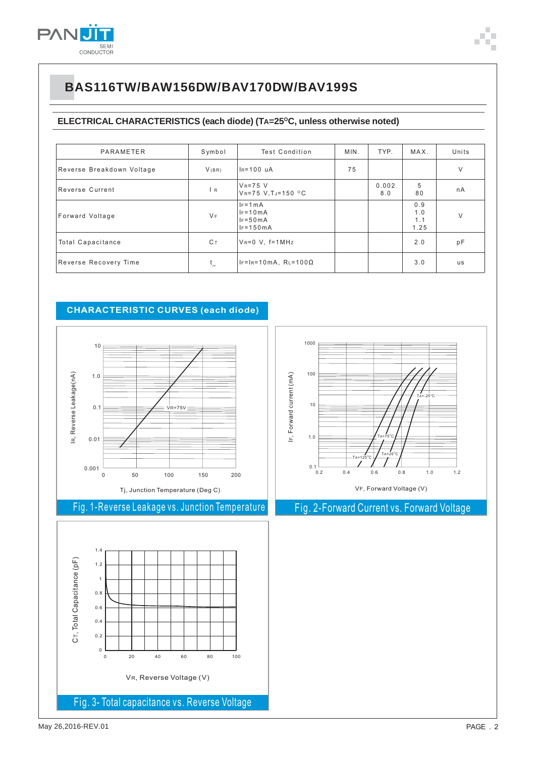# BAS116TW/BAW156DW/BAV170DW/BAV199S

## ELECTRICAL CHARACTERISTICS (each diode) ($T_A$=25°C, unless otherwise noted)

| PARAMETER | Symbol | Test Condition | MIN. | TYP. | MAX. | Units |
|---|---|---|---|---|---|---|
| Reverse Breakdown Voltage | $V_{(BR)}$ | $I_R$=100 uA | 75 | | | V |
| Reverse Current | $I_R$ | $V_R$=75 V<br>$V_R$=75 V, $T_J$=150 °C | | 0.002<br>8.0 | 5<br>80 | nA |
| Forward Voltage | $V_F$ | $I_F$=1mA<br>$I_F$=10mA<br>$I_F$=50mA<br>$I_F$=150mA | | | 0.9<br>1.0<br>1.1<br>1.25 | V |
| Total Capacitance | $C_T$ | $V_R$=0 V, f=1MHz | | | 2.0 | pF |
| Reverse Recovery Time | $t_{rr}$ | $I_F$=$I_R$=10mA, $R_L$=100Ω | | | 3.0 | us |

## CHARACTERISTIC CURVES (each diode)

Fig. 1-Reverse Leakage vs. Junction Temperature

Fig. 2-Forward Current vs. Forward Voltage

Fig. 3- Total capacitance vs. Reverse Voltage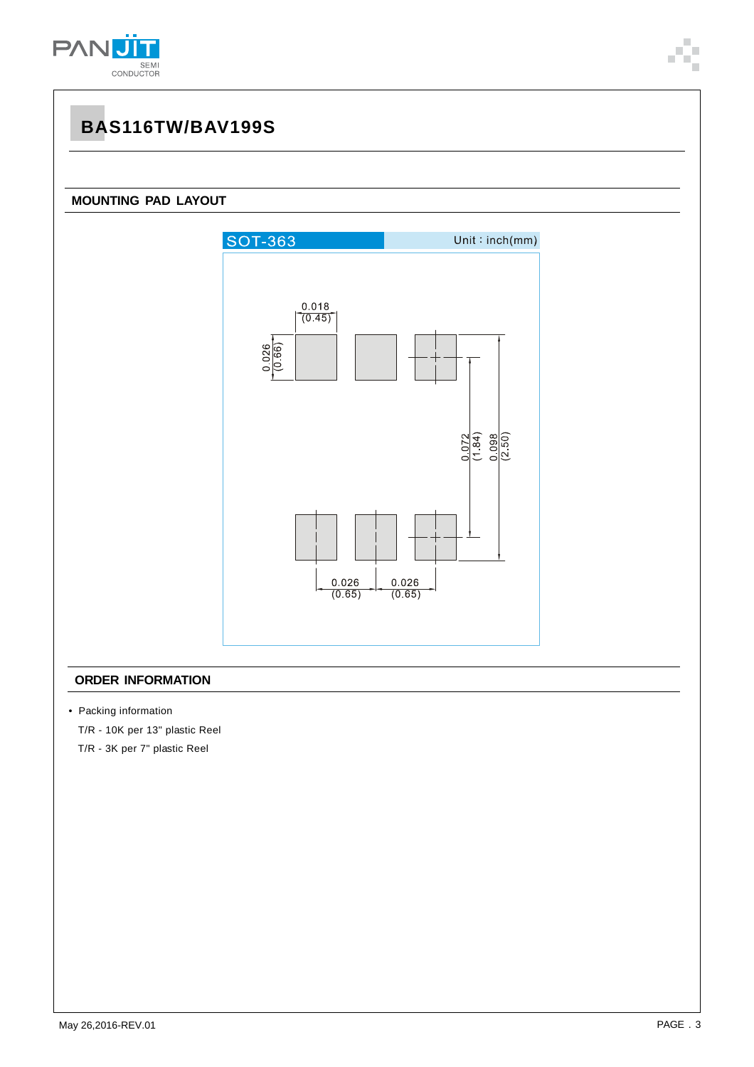# BAS116TW/BAV199S

## MOUNTING PAD LAYOUT

SOT-363 Unit：inch(mm)

0.018 (0.45)

0.026 (0.66)

0.072 (1.84)

0.098 (2.50)

0.026 (0.65) 0.026 (0.65)

## ORDER INFORMATION

- Packing information

  T/R - 10K per 13" plastic Reel

  T/R - 3K per 7" plastic Reel

May 26,2016-REV.01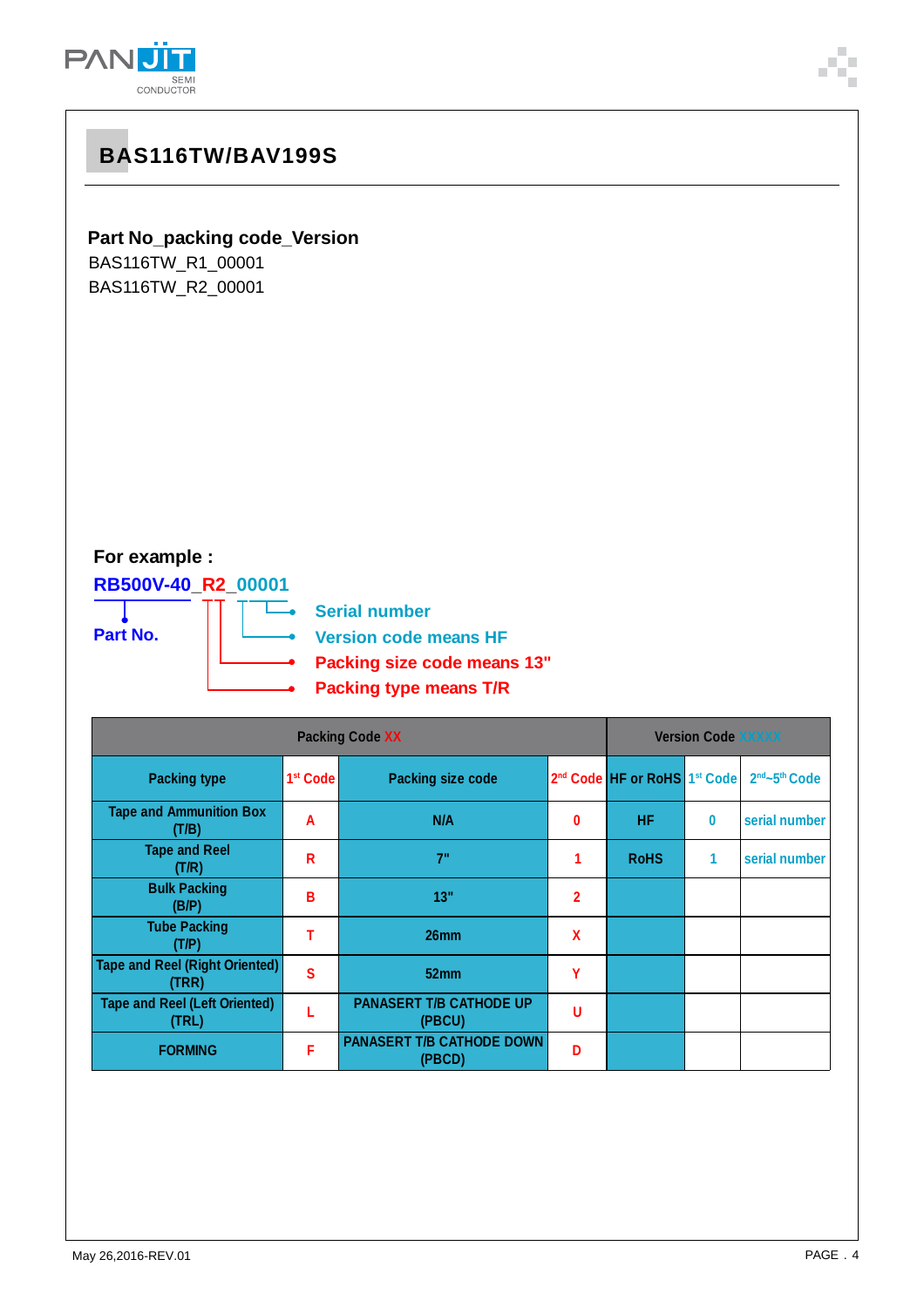# BAS116TW/BAV199S

**Part No_packing code_Version**

BAS116TW_R1_00001
BAS116TW_R2_00001

**For example :**

**RB500V-40_R2_00001**

- **Part No.**
- **Serial number**
- **Version code means HF**
- **Packing size code means 13"**
- **Packing type means T/R**

| Packing Code XX | | | | Version Code XXXXX | | |
|---|---|---|---|---|---|---|
| Packing type | 1st Code | Packing size code | 2nd Code | HF or RoHS | 1st Code | 2nd~5th Code |
| Tape and Ammunition Box (T/B) | A | N/A | 0 | HF | 0 | serial number |
| Tape and Reel (T/R) | R | 7" | 1 | RoHS | 1 | serial number |
| Bulk Packing (B/P) | B | 13" | 2 | | | |
| Tube Packing (T/P) | T | 26mm | X | | | |
| Tape and Reel (Right Oriented) (TRR) | S | 52mm | Y | | | |
| Tape and Reel (Left Oriented) (TRL) | L | PANASERT T/B CATHODE UP (PBCU) | U | | | |
| FORMING | F | PANASERT T/B CATHODE DOWN (PBCD) | D | | | |

May 26,2016-REV.01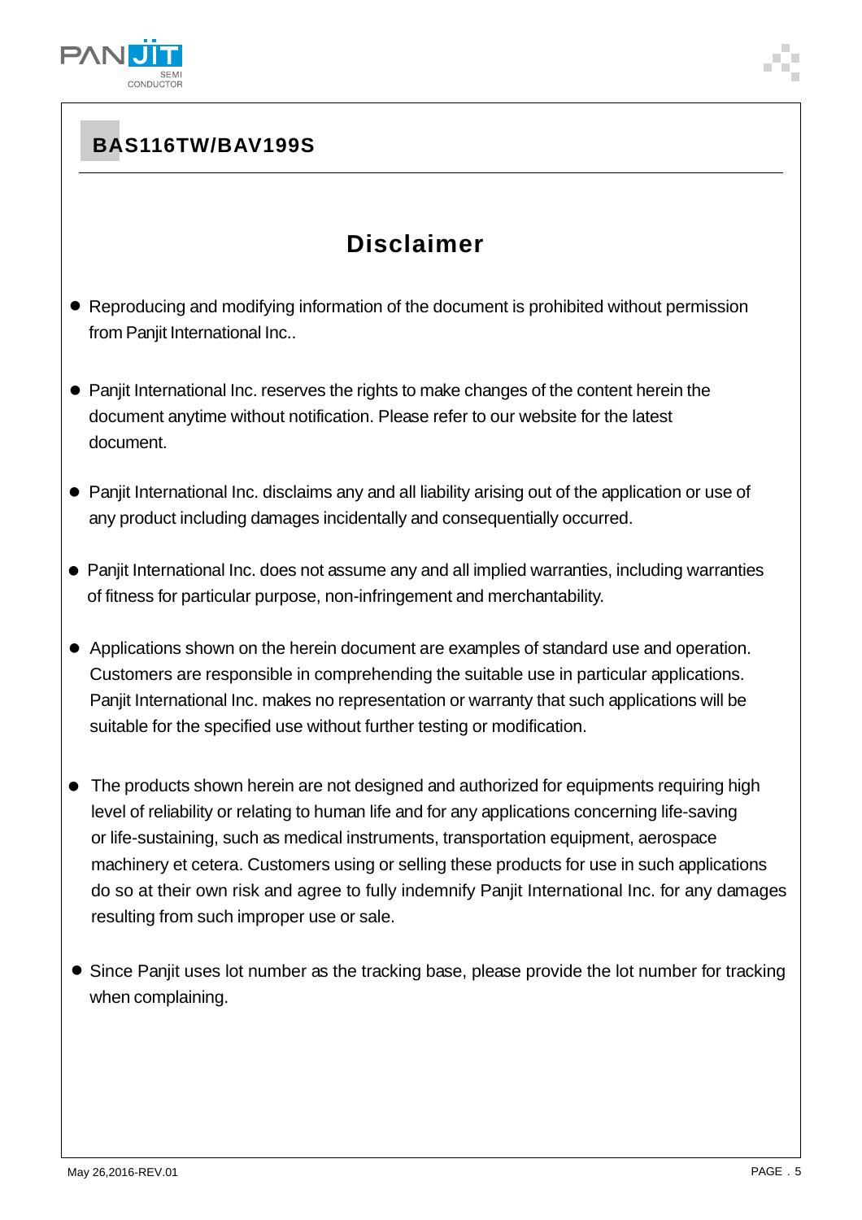## BAS116TW/BAV199S

# Disclaimer

- Reproducing and modifying information of the document is prohibited without permission from Panjit International Inc..

- Panjit International Inc. reserves the rights to make changes of the content herein the document anytime without notification. Please refer to our website for the latest document.

- Panjit International Inc. disclaims any and all liability arising out of the application or use of any product including damages incidentally and consequentially occurred.

- Panjit International Inc. does not assume any and all implied warranties, including warranties of fitness for particular purpose, non-infringement and merchantability.

- Applications shown on the herein document are examples of standard use and operation. Customers are responsible in comprehending the suitable use in particular applications. Panjit International Inc. makes no representation or warranty that such applications will be suitable for the specified use without further testing or modification.

- The products shown herein are not designed and authorized for equipments requiring high level of reliability or relating to human life and for any applications concerning life-saving or life-sustaining, such as medical instruments, transportation equipment, aerospace machinery et cetera. Customers using or selling these products for use in such applications do so at their own risk and agree to fully indemnify Panjit International Inc. for any damages resulting from such improper use or sale.

- Since Panjit uses lot number as the tracking base, please provide the lot number for tracking when complaining.

May 26,2016-REV.01